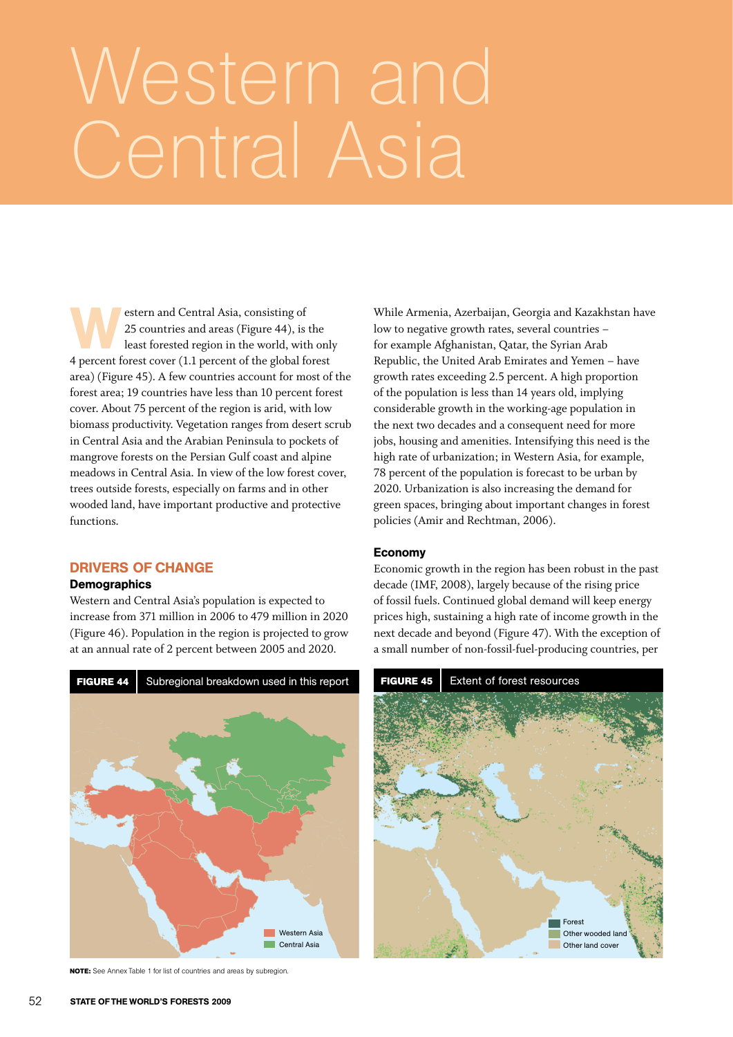# Western and Central Asia

Western and Central Asia, consisting of 25 countries and areas (Figure 44), is the least forested region in the world, with only 4 percent forest cover (1.1 percent of the global forest area) (Figure 45). A few countries account for most of the forest area; 19 countries have less than 10 percent forest cover. About 75 percent of the region is arid, with low biomass productivity. Vegetation ranges from desert scrub in Central Asia and the Arabian Peninsula to pockets of mangrove forests on the Persian Gulf coast and alpine meadows in Central Asia. In view of the low forest cover, trees outside forests, especially on farms and in other wooded land, have important productive and protective functions.

## DRIVERS OF CHANGE

### Demographics

Western and Central Asia's population is expected to increase from 371 million in 2006 to 479 million in 2020 (Figure 46). Population in the region is projected to grow at an annual rate of 2 percent between 2005 and 2020.

While Armenia, Azerbaijan, Georgia and Kazakhstan have low to negative growth rates, several countries – for example Afghanistan, Qatar, the Syrian Arab Republic, the United Arab Emirates and Yemen – have growth rates exceeding 2.5 percent. A high proportion of the population is less than 14 years old, implying considerable growth in the working-age population in the next two decades and a consequent need for more jobs, housing and amenities. Intensifying this need is the high rate of urbanization; in Western Asia, for example, 78 percent of the population is forecast to be urban by 2020. Urbanization is also increasing the demand for green spaces, bringing about important changes in forest policies (Amir and Rechtman, 2006).

### Economy

Economic growth in the region has been robust in the past decade (IMF, 2008), largely because of the rising price of fossil fuels. Continued global demand will keep energy prices high, sustaining a high rate of income growth in the next decade and beyond (Figure 47). With the exception of a small number of non-fossil-fuel-producing countries, per

**FIGURE 44** Subregional breakdown used in this report

Western Asia
Central Asia

**NOTE:** See Annex Table 1 for list of countries and areas by subregion.

**FIGURE 45** Extent of forest resources

Forest
Other wooded land
Other land cover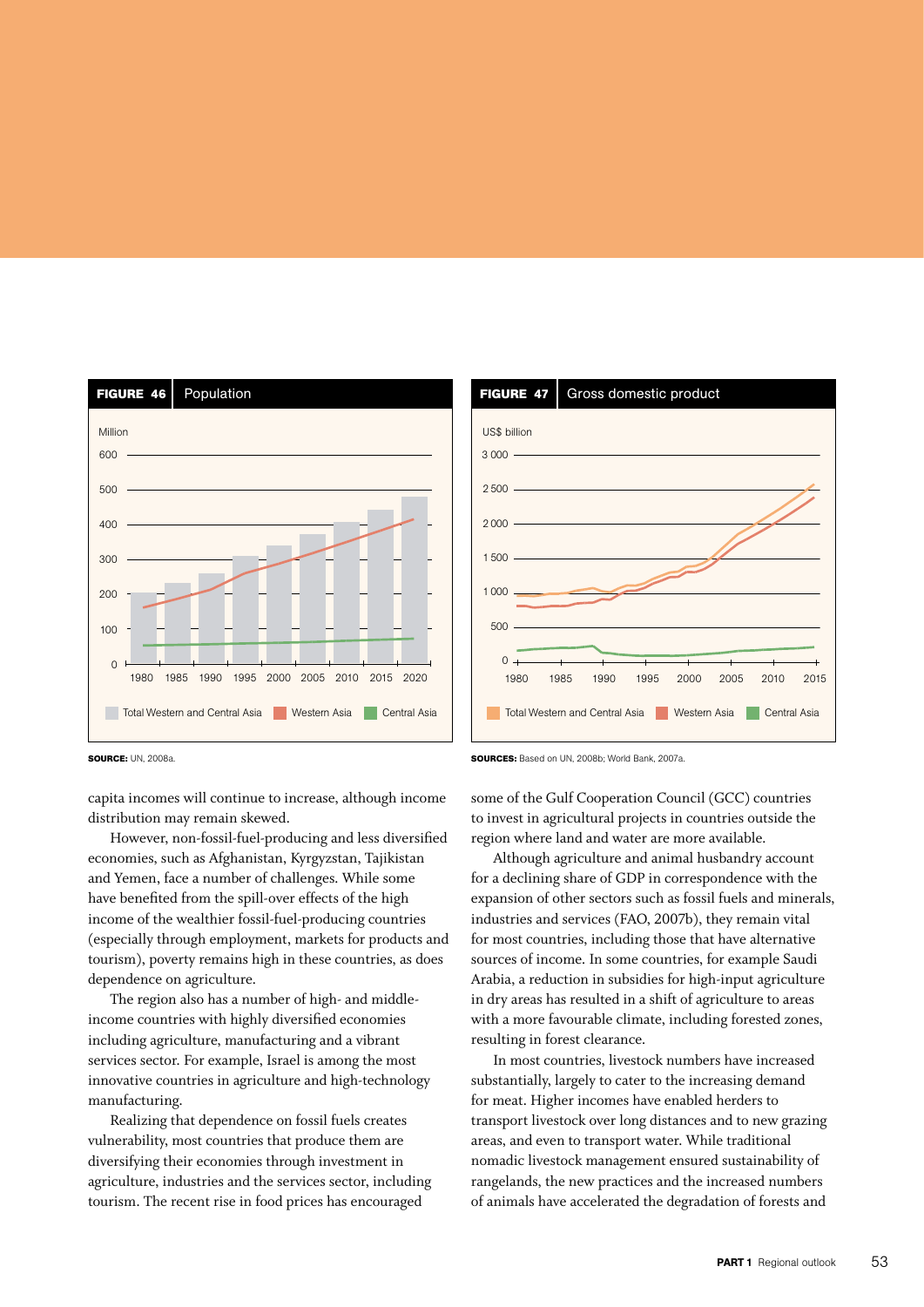**FIGURE 46** Population

Million

600
500
400
300
200
100
0

1980 1985 1990 1995 2000 2005 2010 2015 2020

Total Western and Central Asia
Western Asia
Central Asia

**SOURCE:** UN, 2008a.

**FIGURE 47** Gross domestic product

US$ billion

3 000
2 500
2 000
1 500
1 000
500
0

1980 1985 1990 1995 2000 2005 2010 2015

Total Western and Central Asia
Western Asia
Central Asia

**SOURCES:** Based on UN, 2008b; World Bank, 2007a.

capita incomes will continue to increase, although income distribution may remain skewed.

However, non-fossil-fuel-producing and less diversified economies, such as Afghanistan, Kyrgyzstan, Tajikistan and Yemen, face a number of challenges. While some have benefited from the spill-over effects of the high income of the wealthier fossil-fuel-producing countries (especially through employment, markets for products and tourism), poverty remains high in these countries, as does dependence on agriculture.

The region also has a number of high- and middle-income countries with highly diversified economies including agriculture, manufacturing and a vibrant services sector. For example, Israel is among the most innovative countries in agriculture and high-technology manufacturing.

Realizing that dependence on fossil fuels creates vulnerability, most countries that produce them are diversifying their economies through investment in agriculture, industries and the services sector, including tourism. The recent rise in food prices has encouraged some of the Gulf Cooperation Council (GCC) countries to invest in agricultural projects in countries outside the region where land and water are more available.

Although agriculture and animal husbandry account for a declining share of GDP in correspondence with the expansion of other sectors such as fossil fuels and minerals, industries and services (FAO, 2007b), they remain vital for most countries, including those that have alternative sources of income. In some countries, for example Saudi Arabia, a reduction in subsidies for high-input agriculture in dry areas has resulted in a shift of agriculture to areas with a more favourable climate, including forested zones, resulting in forest clearance.

In most countries, livestock numbers have increased substantially, largely to cater to the increasing demand for meat. Higher incomes have enabled herders to transport livestock over long distances and to new grazing areas, and even to transport water. While traditional nomadic livestock management ensured sustainability of rangelands, the new practices and the increased numbers of animals have accelerated the degradation of forests and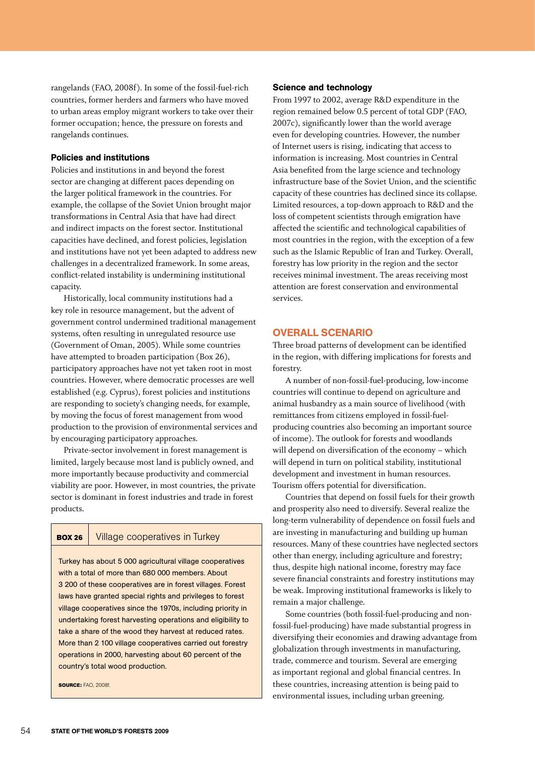rangelands (FAO, 2008f). In some of the fossil-fuel-rich countries, former herders and farmers who have moved to urban areas employ migrant workers to take over their former occupation; hence, the pressure on forests and rangelands continues.

### Policies and institutions

Policies and institutions in and beyond the forest sector are changing at different paces depending on the larger political framework in the countries. For example, the collapse of the Soviet Union brought major transformations in Central Asia that have had direct and indirect impacts on the forest sector. Institutional capacities have declined, and forest policies, legislation and institutions have not yet been adapted to address new challenges in a decentralized framework. In some areas, conflict-related instability is undermining institutional capacity.

Historically, local community institutions had a key role in resource management, but the advent of government control undermined traditional management systems, often resulting in unregulated resource use (Government of Oman, 2005). While some countries have attempted to broaden participation (Box 26), participatory approaches have not yet taken root in most countries. However, where democratic processes are well established (e.g. Cyprus), forest policies and institutions are responding to society's changing needs, for example, by moving the focus of forest management from wood production to the provision of environmental services and by encouraging participatory approaches.

Private-sector involvement in forest management is limited, largely because most land is publicly owned, and more importantly because productivity and commercial viability are poor. However, in most countries, the private sector is dominant in forest industries and trade in forest products.

> **BOX 26** Village cooperatives in Turkey
>
> Turkey has about 5 000 agricultural village cooperatives with a total of more than 680 000 members. About 3 200 of these cooperatives are in forest villages. Forest laws have granted special rights and privileges to forest village cooperatives since the 1970s, including priority in undertaking forest harvesting operations and eligibility to take a share of the wood they harvest at reduced rates. More than 2 100 village cooperatives carried out forestry operations in 2000, harvesting about 60 percent of the country's total wood production.
>
> **SOURCE:** FAO, 2008f.

### Science and technology

From 1997 to 2002, average R&D expenditure in the region remained below 0.5 percent of total GDP (FAO, 2007c), significantly lower than the world average even for developing countries. However, the number of Internet users is rising, indicating that access to information is increasing. Most countries in Central Asia benefited from the large science and technology infrastructure base of the Soviet Union, and the scientific capacity of these countries has declined since its collapse. Limited resources, a top-down approach to R&D and the loss of competent scientists through emigration have affected the scientific and technological capabilities of most countries in the region, with the exception of a few such as the Islamic Republic of Iran and Turkey. Overall, forestry has low priority in the region and the sector receives minimal investment. The areas receiving most attention are forest conservation and environmental services.

## OVERALL SCENARIO

Three broad patterns of development can be identified in the region, with differing implications for forests and forestry.

A number of non-fossil-fuel-producing, low-income countries will continue to depend on agriculture and animal husbandry as a main source of livelihood (with remittances from citizens employed in fossil-fuel-producing countries also becoming an important source of income). The outlook for forests and woodlands will depend on diversification of the economy – which will depend in turn on political stability, institutional development and investment in human resources. Tourism offers potential for diversification.

Countries that depend on fossil fuels for their growth and prosperity also need to diversify. Several realize the long-term vulnerability of dependence on fossil fuels and are investing in manufacturing and building up human resources. Many of these countries have neglected sectors other than energy, including agriculture and forestry; thus, despite high national income, forestry may face severe financial constraints and forestry institutions may be weak. Improving institutional frameworks is likely to remain a major challenge.

Some countries (both fossil-fuel-producing and non-fossil-fuel-producing) have made substantial progress in diversifying their economies and drawing advantage from globalization through investments in manufacturing, trade, commerce and tourism. Several are emerging as important regional and global financial centres. In these countries, increasing attention is being paid to environmental issues, including urban greening.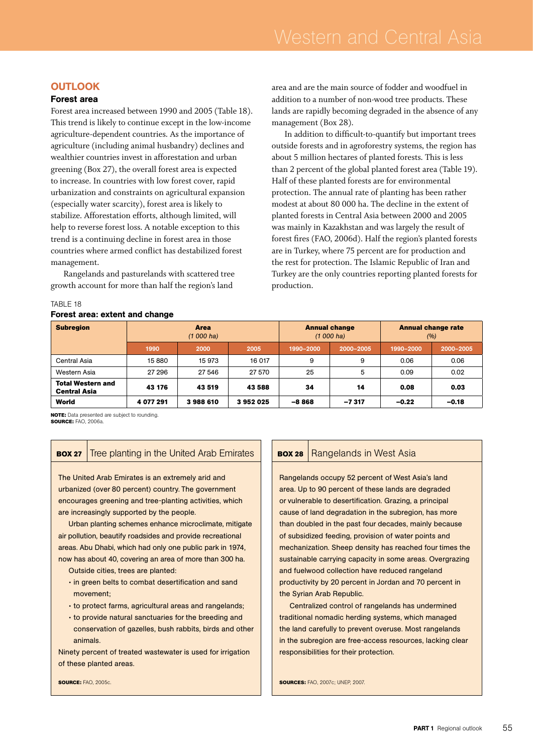## OUTLOOK

### Forest area

Forest area increased between 1990 and 2005 (Table 18). This trend is likely to continue except in the low-income agriculture-dependent countries. As the importance of agriculture (including animal husbandry) declines and wealthier countries invest in afforestation and urban greening (Box 27), the overall forest area is expected to increase. In countries with low forest cover, rapid urbanization and constraints on agricultural expansion (especially water scarcity), forest area is likely to stabilize. Afforestation efforts, although limited, will help to reverse forest loss. A notable exception to this trend is a continuing decline in forest area in those countries where armed conflict has destabilized forest management.

Rangelands and pasturelands with scattered tree growth account for more than half the region's land area and are the main source of fodder and woodfuel in addition to a number of non-wood tree products. These lands are rapidly becoming degraded in the absence of any management (Box 28).

In addition to difficult-to-quantify but important trees outside forests and in agroforestry systems, the region has about 5 million hectares of planted forests. This is less than 2 percent of the global planted forest area (Table 19). Half of these planted forests are for environmental protection. The annual rate of planting has been rather modest at about 80 000 ha. The decline in the extent of planted forests in Central Asia between 2000 and 2005 was mainly in Kazakhstan and was largely the result of forest fires (FAO, 2006d). Half the region's planted forests are in Turkey, where 75 percent are for production and the rest for protection. The Islamic Republic of Iran and Turkey are the only countries reporting planted forests for production.

TABLE 18

**Forest area: extent and change**

| Subregion | Area (1 000 ha) | | | Annual change (1 000 ha) | | Annual change rate (%) | |
|---|---|---|---|---|---|---|---|
| | 1990 | 2000 | 2005 | 1990–2000 | 2000–2005 | 1990–2000 | 2000–2005 |
| Central Asia | 15 880 | 15 973 | 16 017 | 9 | 9 | 0.06 | 0.06 |
| Western Asia | 27 296 | 27 546 | 27 570 | 25 | 5 | 0.09 | 0.02 |
| **Total Western and Central Asia** | **43 176** | **43 519** | **43 588** | **34** | **14** | **0.08** | **0.03** |
| **World** | **4 077 291** | **3 988 610** | **3 952 025** | **−8 868** | **−7 317** | **−0.22** | **−0.18** |

**NOTE:** Data presented are subject to rounding.
**SOURCE:** FAO, 2006a.

**BOX 27** Tree planting in the United Arab Emirates

The United Arab Emirates is an extremely arid and urbanized (over 80 percent) country. The government encourages greening and tree-planting activities, which are increasingly supported by the people.

Urban planting schemes enhance microclimate, mitigate air pollution, beautify roadsides and provide recreational areas. Abu Dhabi, which had only one public park in 1974, now has about 40, covering an area of more than 300 ha.

Outside cities, trees are planted:

- in green belts to combat desertification and sand movement;
- to protect farms, agricultural areas and rangelands;
- to provide natural sanctuaries for the breeding and conservation of gazelles, bush rabbits, birds and other animals.

Ninety percent of treated wastewater is used for irrigation of these planted areas.

**SOURCE:** FAO, 2005c.

**BOX 28** Rangelands in West Asia

Rangelands occupy 52 percent of West Asia's land area. Up to 90 percent of these lands are degraded or vulnerable to desertification. Grazing, a principal cause of land degradation in the subregion, has more than doubled in the past four decades, mainly because of subsidized feeding, provision of water points and mechanization. Sheep density has reached four times the sustainable carrying capacity in some areas. Overgrazing and fuelwood collection have reduced rangeland productivity by 20 percent in Jordan and 70 percent in the Syrian Arab Republic.

Centralized control of rangelands has undermined traditional nomadic herding systems, which managed the land carefully to prevent overuse. Most rangelands in the subregion are free-access resources, lacking clear responsibilities for their protection.

**SOURCES:** FAO, 2007c; UNEP, 2007.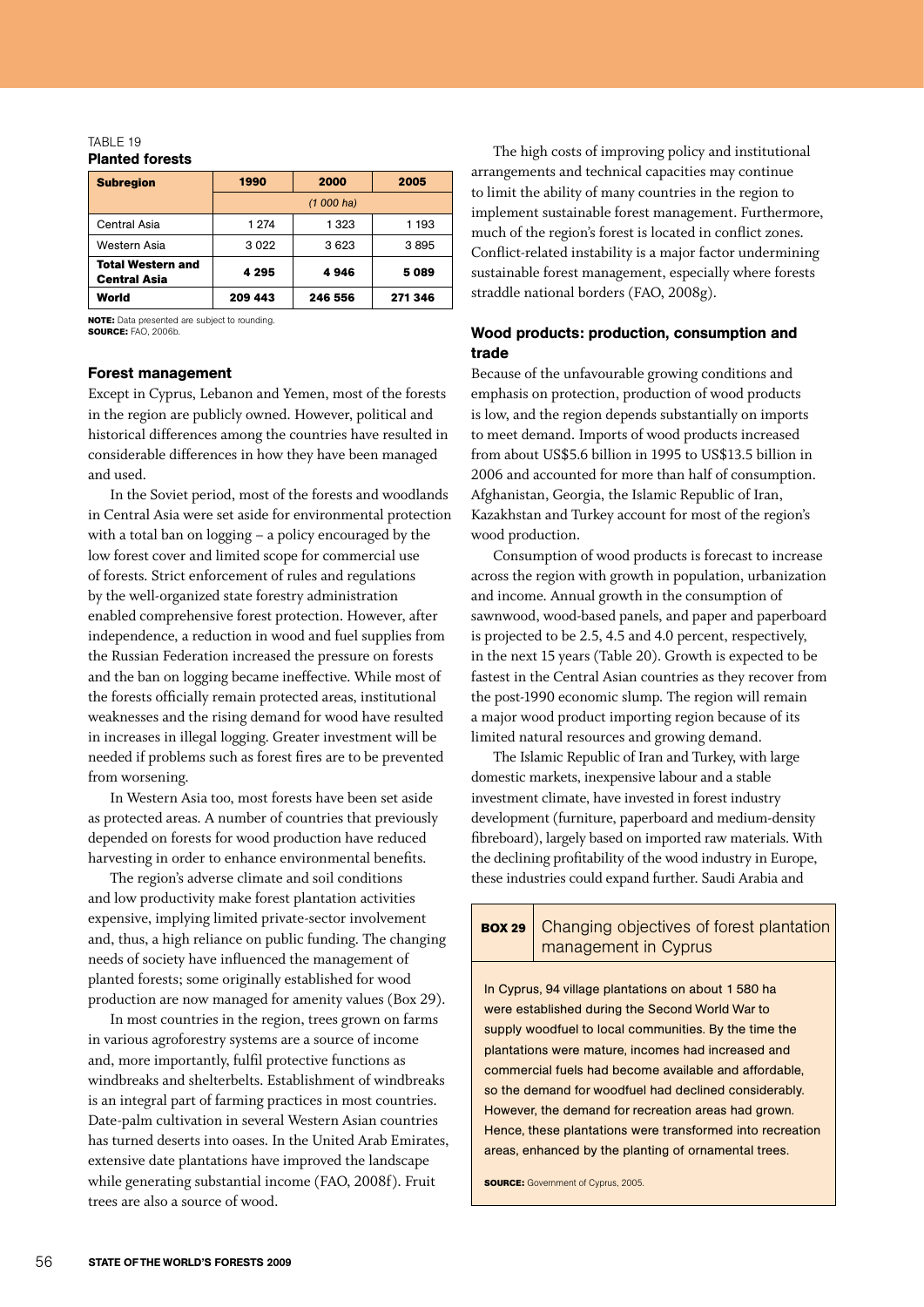TABLE 19

**Planted forests**

| Subregion | 1990 | 2000 | 2005 |
|---|---|---|---|
| | (1 000 ha) | | |
| Central Asia | 1 274 | 1 323 | 1 193 |
| Western Asia | 3 022 | 3 623 | 3 895 |
| **Total Western and Central Asia** | **4 295** | **4 946** | **5 089** |
| **World** | **209 443** | **246 556** | **271 346** |

**NOTE:** Data presented are subject to rounding.
**SOURCE:** FAO, 2006b.

### Forest management

Except in Cyprus, Lebanon and Yemen, most of the forests in the region are publicly owned. However, political and historical differences among the countries have resulted in considerable differences in how they have been managed and used.

In the Soviet period, most of the forests and woodlands in Central Asia were set aside for environmental protection with a total ban on logging – a policy encouraged by the low forest cover and limited scope for commercial use of forests. Strict enforcement of rules and regulations by the well-organized state forestry administration enabled comprehensive forest protection. However, after independence, a reduction in wood and fuel supplies from the Russian Federation increased the pressure on forests and the ban on logging became ineffective. While most of the forests officially remain protected areas, institutional weaknesses and the rising demand for wood have resulted in increases in illegal logging. Greater investment will be needed if problems such as forest fires are to be prevented from worsening.

In Western Asia too, most forests have been set aside as protected areas. A number of countries that previously depended on forests for wood production have reduced harvesting in order to enhance environmental benefits.

The region's adverse climate and soil conditions and low productivity make forest plantation activities expensive, implying limited private-sector involvement and, thus, a high reliance on public funding. The changing needs of society have influenced the management of planted forests; some originally established for wood production are now managed for amenity values (Box 29).

In most countries in the region, trees grown on farms in various agroforestry systems are a source of income and, more importantly, fulfil protective functions as windbreaks and shelterbelts. Establishment of windbreaks is an integral part of farming practices in most countries. Date-palm cultivation in several Western Asian countries has turned deserts into oases. In the United Arab Emirates, extensive date plantations have improved the landscape while generating substantial income (FAO, 2008f). Fruit trees are also a source of wood.

The high costs of improving policy and institutional arrangements and technical capacities may continue to limit the ability of many countries in the region to implement sustainable forest management. Furthermore, much of the region's forest is located in conflict zones. Conflict-related instability is a major factor undermining sustainable forest management, especially where forests straddle national borders (FAO, 2008g).

### Wood products: production, consumption and trade

Because of the unfavourable growing conditions and emphasis on protection, production of wood products is low, and the region depends substantially on imports to meet demand. Imports of wood products increased from about US$5.6 billion in 1995 to US$13.5 billion in 2006 and accounted for more than half of consumption. Afghanistan, Georgia, the Islamic Republic of Iran, Kazakhstan and Turkey account for most of the region's wood production.

Consumption of wood products is forecast to increase across the region with growth in population, urbanization and income. Annual growth in the consumption of sawnwood, wood-based panels, and paper and paperboard is projected to be 2.5, 4.5 and 4.0 percent, respectively, in the next 15 years (Table 20). Growth is expected to be fastest in the Central Asian countries as they recover from the post-1990 economic slump. The region will remain a major wood product importing region because of its limited natural resources and growing demand.

The Islamic Republic of Iran and Turkey, with large domestic markets, inexpensive labour and a stable investment climate, have invested in forest industry development (furniture, paperboard and medium-density fibreboard), largely based on imported raw materials. With the declining profitability of the wood industry in Europe, these industries could expand further. Saudi Arabia and

**BOX 29** Changing objectives of forest plantation management in Cyprus

In Cyprus, 94 village plantations on about 1 580 ha were established during the Second World War to supply woodfuel to local communities. By the time the plantations were mature, incomes had increased and commercial fuels had become available and affordable, so the demand for woodfuel had declined considerably. However, the demand for recreation areas had grown. Hence, these plantations were transformed into recreation areas, enhanced by the planting of ornamental trees.

**SOURCE:** Government of Cyprus, 2005.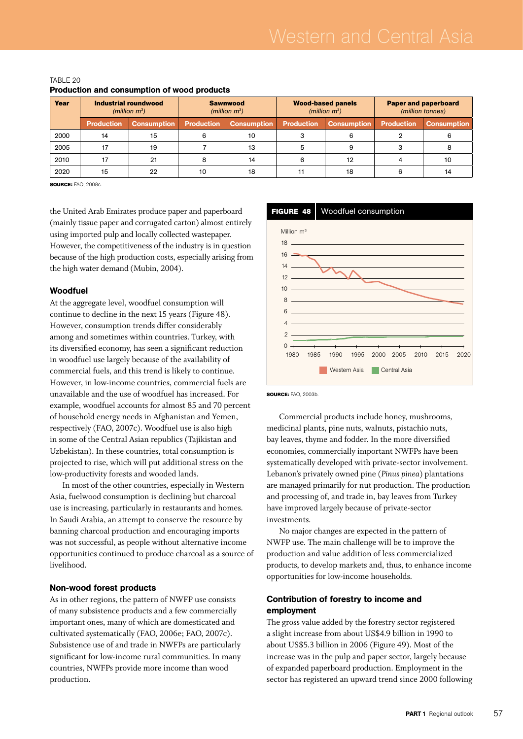TABLE 20

**Production and consumption of wood products**

| Year | Industrial roundwood *(million m³)* | | Sawnwood *(million m³)* | | Wood-based panels *(million m³)* | | Paper and paperboard *(million tonnes)* | |
|---|---|---|---|---|---|---|---|---|
| | Production | Consumption | Production | Consumption | Production | Consumption | Production | Consumption |
| 2000 | 14 | 15 | 6 | 10 | 3 | 6 | 2 | 6 |
| 2005 | 17 | 19 | 7 | 13 | 5 | 9 | 3 | 8 |
| 2010 | 17 | 21 | 8 | 14 | 6 | 12 | 4 | 10 |
| 2020 | 15 | 22 | 10 | 18 | 11 | 18 | 6 | 14 |

**SOURCE:** FAO, 2008c.

the United Arab Emirates produce paper and paperboard (mainly tissue paper and corrugated carton) almost entirely using imported pulp and locally collected wastepaper. However, the competitiveness of the industry is in question because of the high production costs, especially arising from the high water demand (Mubin, 2004).

### Woodfuel

At the aggregate level, woodfuel consumption will continue to decline in the next 15 years (Figure 48). However, consumption trends differ considerably among and sometimes within countries. Turkey, with its diversified economy, has seen a significant reduction in woodfuel use largely because of the availability of commercial fuels, and this trend is likely to continue. However, in low-income countries, commercial fuels are unavailable and the use of woodfuel has increased. For example, woodfuel accounts for almost 85 and 70 percent of household energy needs in Afghanistan and Yemen, respectively (FAO, 2007c). Woodfuel use is also high in some of the Central Asian republics (Tajikistan and Uzbekistan). In these countries, total consumption is projected to rise, which will put additional stress on the low-productivity forests and wooded lands.

In most of the other countries, especially in Western Asia, fuelwood consumption is declining but charcoal use is increasing, particularly in restaurants and homes. In Saudi Arabia, an attempt to conserve the resource by banning charcoal production and encouraging imports was not successful, as people without alternative income opportunities continued to produce charcoal as a source of livelihood.

**FIGURE 48** Woodfuel consumption

**SOURCE:** FAO, 2003b.

### Non-wood forest products

As in other regions, the pattern of NWFP use consists of many subsistence products and a few commercially important ones, many of which are domesticated and cultivated systematically (FAO, 2006e; FAO, 2007c). Subsistence use of and trade in NWFPs are particularly significant for low-income rural communities. In many countries, NWFPs provide more income than wood production.

Commercial products include honey, mushrooms, medicinal plants, pine nuts, walnuts, pistachio nuts, bay leaves, thyme and fodder. In the more diversified economies, commercially important NWFPs have been systematically developed with private-sector involvement. Lebanon's privately owned pine (*Pinus pinea*) plantations are managed primarily for nut production. The production and processing of, and trade in, bay leaves from Turkey have improved largely because of private-sector investments.

No major changes are expected in the pattern of NWFP use. The main challenge will be to improve the production and value addition of less commercialized products, to develop markets and, thus, to enhance income opportunities for low-income households.

### Contribution of forestry to income and employment

The gross value added by the forestry sector registered a slight increase from about US$4.9 billion in 1990 to about US$5.3 billion in 2006 (Figure 49). Most of the increase was in the pulp and paper sector, largely because of expanded paperboard production. Employment in the sector has registered an upward trend since 2000 following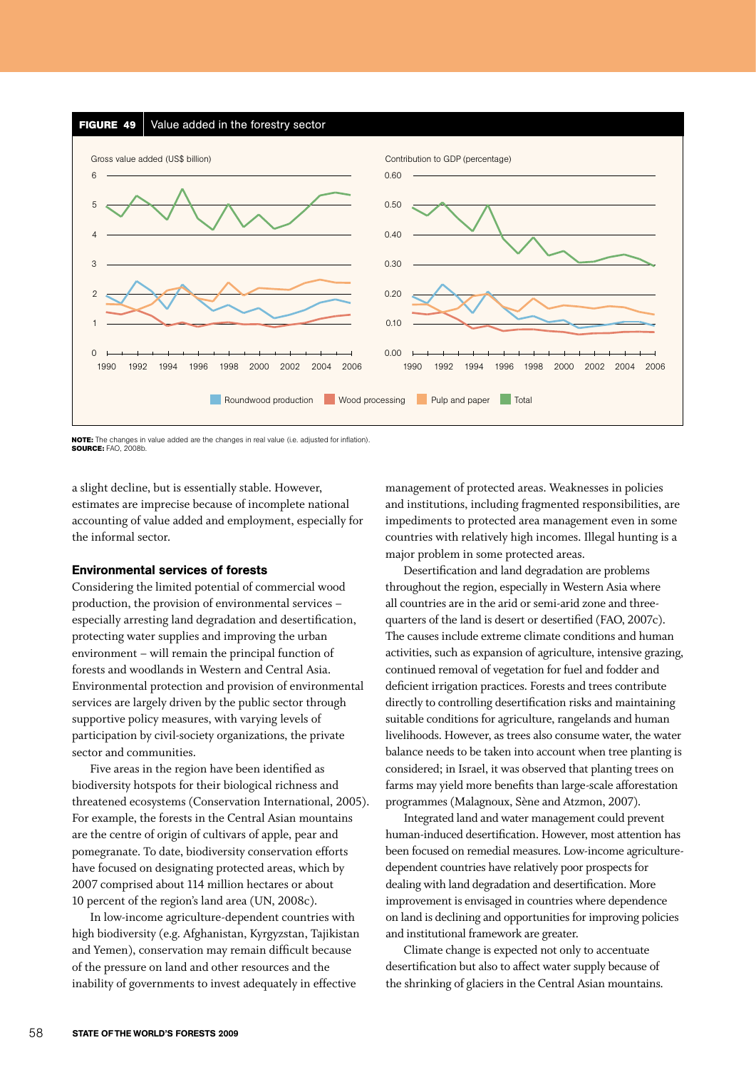**FIGURE 49** Value added in the forestry sector

Gross value added (US$ billion)

6
5
4
3
2
1
0

1990 1992 1994 1996 1998 2000 2002 2004 2006

Contribution to GDP (percentage)

0.60
0.50
0.40
0.30
0.20
0.10
0.00

1990 1992 1994 1996 1998 2000 2002 2004 2006

Roundwood production · Wood processing · Pulp and paper · Total

**NOTE:** The changes in value added are the changes in real value (i.e. adjusted for inflation).
**SOURCE:** FAO, 2008b.

a slight decline, but is essentially stable. However, estimates are imprecise because of incomplete national accounting of value added and employment, especially for the informal sector.

### Environmental services of forests

Considering the limited potential of commercial wood production, the provision of environmental services – especially arresting land degradation and desertification, protecting water supplies and improving the urban environment – will remain the principal function of forests and woodlands in Western and Central Asia. Environmental protection and provision of environmental services are largely driven by the public sector through supportive policy measures, with varying levels of participation by civil-society organizations, the private sector and communities.

Five areas in the region have been identified as biodiversity hotspots for their biological richness and threatened ecosystems (Conservation International, 2005). For example, the forests in the Central Asian mountains are the centre of origin of cultivars of apple, pear and pomegranate. To date, biodiversity conservation efforts have focused on designating protected areas, which by 2007 comprised about 114 million hectares or about 10 percent of the region's land area (UN, 2008c).

In low-income agriculture-dependent countries with high biodiversity (e.g. Afghanistan, Kyrgyzstan, Tajikistan and Yemen), conservation may remain difficult because of the pressure on land and other resources and the inability of governments to invest adequately in effective management of protected areas. Weaknesses in policies and institutions, including fragmented responsibilities, are impediments to protected area management even in some countries with relatively high incomes. Illegal hunting is a major problem in some protected areas.

Desertification and land degradation are problems throughout the region, especially in Western Asia where all countries are in the arid or semi-arid zone and three-quarters of the land is desert or desertified (FAO, 2007c). The causes include extreme climate conditions and human activities, such as expansion of agriculture, intensive grazing, continued removal of vegetation for fuel and fodder and deficient irrigation practices. Forests and trees contribute directly to controlling desertification risks and maintaining suitable conditions for agriculture, rangelands and human livelihoods. However, as trees also consume water, the water balance needs to be taken into account when tree planting is considered; in Israel, it was observed that planting trees on farms may yield more benefits than large-scale afforestation programmes (Malagnoux, Sène and Atzmon, 2007).

Integrated land and water management could prevent human-induced desertification. However, most attention has been focused on remedial measures. Low-income agriculture-dependent countries have relatively poor prospects for dealing with land degradation and desertification. More improvement is envisaged in countries where dependence on land is declining and opportunities for improving policies and institutional framework are greater.

Climate change is expected not only to accentuate desertification but also to affect water supply because of the shrinking of glaciers in the Central Asian mountains.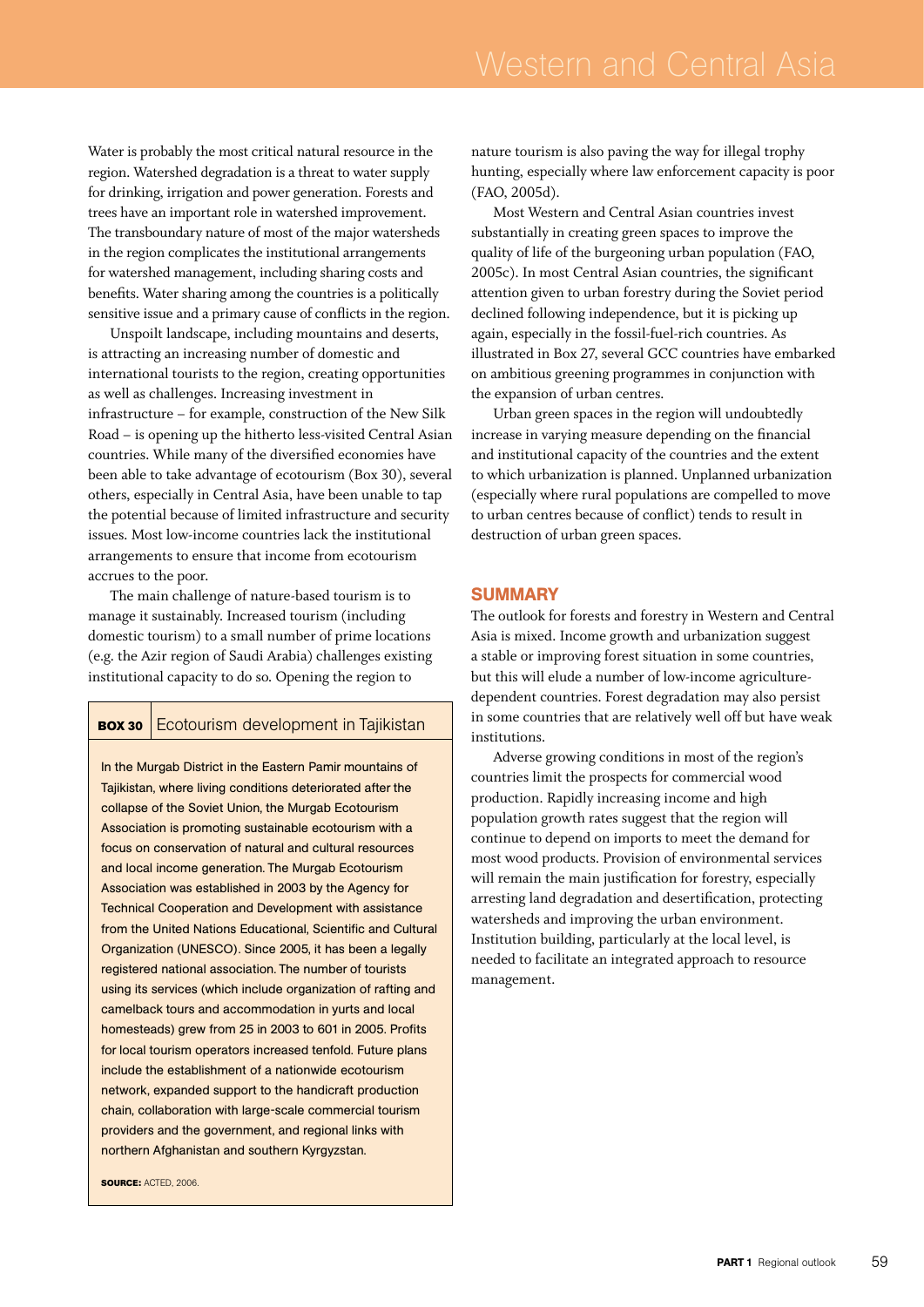Water is probably the most critical natural resource in the region. Watershed degradation is a threat to water supply for drinking, irrigation and power generation. Forests and trees have an important role in watershed improvement. The transboundary nature of most of the major watersheds in the region complicates the institutional arrangements for watershed management, including sharing costs and benefits. Water sharing among the countries is a politically sensitive issue and a primary cause of conflicts in the region.

Unspoilt landscape, including mountains and deserts, is attracting an increasing number of domestic and international tourists to the region, creating opportunities as well as challenges. Increasing investment in infrastructure – for example, construction of the New Silk Road – is opening up the hitherto less-visited Central Asian countries. While many of the diversified economies have been able to take advantage of ecotourism (Box 30), several others, especially in Central Asia, have been unable to tap the potential because of limited infrastructure and security issues. Most low-income countries lack the institutional arrangements to ensure that income from ecotourism accrues to the poor.

The main challenge of nature-based tourism is to manage it sustainably. Increased tourism (including domestic tourism) to a small number of prime locations (e.g. the Azir region of Saudi Arabia) challenges existing institutional capacity to do so. Opening the region to nature tourism is also paving the way for illegal trophy hunting, especially where law enforcement capacity is poor (FAO, 2005d).

**BOX 30** Ecotourism development in Tajikistan

In the Murgab District in the Eastern Pamir mountains of Tajikistan, where living conditions deteriorated after the collapse of the Soviet Union, the Murgab Ecotourism Association is promoting sustainable ecotourism with a focus on conservation of natural and cultural resources and local income generation. The Murgab Ecotourism Association was established in 2003 by the Agency for Technical Cooperation and Development with assistance from the United Nations Educational, Scientific and Cultural Organization (UNESCO). Since 2005, it has been a legally registered national association. The number of tourists using its services (which include organization of rafting and camelback tours and accommodation in yurts and local homesteads) grew from 25 in 2003 to 601 in 2005. Profits for local tourism operators increased tenfold. Future plans include the establishment of a nationwide ecotourism network, expanded support to the handicraft production chain, collaboration with large-scale commercial tourism providers and the government, and regional links with northern Afghanistan and southern Kyrgyzstan.

**SOURCE:** ACTED, 2006.

Most Western and Central Asian countries invest substantially in creating green spaces to improve the quality of life of the burgeoning urban population (FAO, 2005c). In most Central Asian countries, the significant attention given to urban forestry during the Soviet period declined following independence, but it is picking up again, especially in the fossil-fuel-rich countries. As illustrated in Box 27, several GCC countries have embarked on ambitious greening programmes in conjunction with the expansion of urban centres.

Urban green spaces in the region will undoubtedly increase in varying measure depending on the financial and institutional capacity of the countries and the extent to which urbanization is planned. Unplanned urbanization (especially where rural populations are compelled to move to urban centres because of conflict) tends to result in destruction of urban green spaces.

## SUMMARY

The outlook for forests and forestry in Western and Central Asia is mixed. Income growth and urbanization suggest a stable or improving forest situation in some countries, but this will elude a number of low-income agriculture-dependent countries. Forest degradation may also persist in some countries that are relatively well off but have weak institutions.

Adverse growing conditions in most of the region's countries limit the prospects for commercial wood production. Rapidly increasing income and high population growth rates suggest that the region will continue to depend on imports to meet the demand for most wood products. Provision of environmental services will remain the main justification for forestry, especially arresting land degradation and desertification, protecting watersheds and improving the urban environment. Institution building, particularly at the local level, is needed to facilitate an integrated approach to resource management.